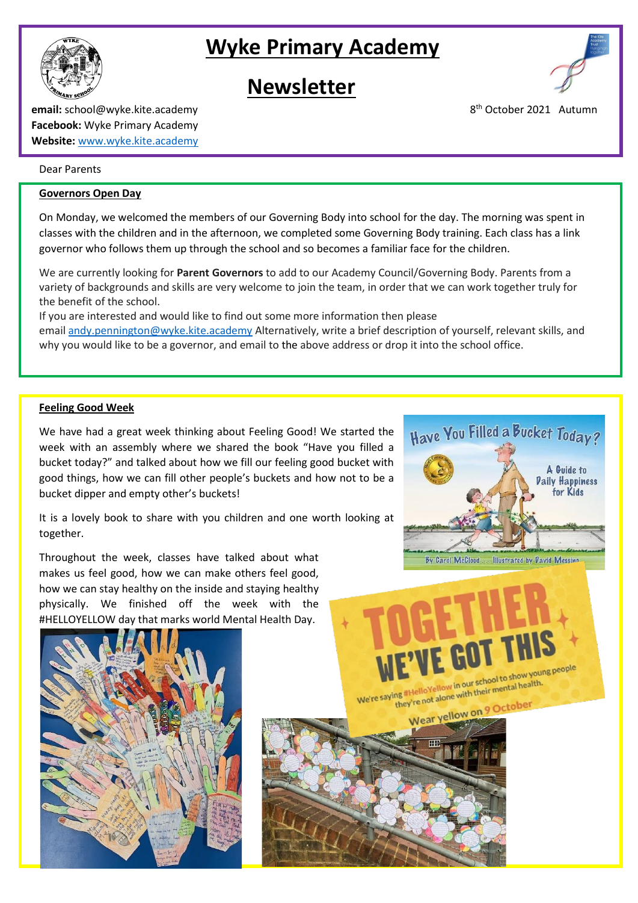# Wyke Primary Academy

# Newsletter

**email:** school@wyke.kite.academy
**Facebook:** Wyke Primary Academy
**Website:** www.wyke.kite.academy

8th October 2021 Autumn

Dear Parents

## Governors Open Day

On Monday, we welcomed the members of our Governing Body into school for the day. The morning was spent in classes with the children and in the afternoon, we completed some Governing Body training. Each class has a link governor who follows them up through the school and so becomes a familiar face for the children.

We are currently looking for **Parent Governors** to add to our Academy Council/Governing Body. Parents from a variety of backgrounds and skills are very welcome to join the team, in order that we can work together truly for the benefit of the school.
If you are interested and would like to find out some more information then please email andy.pennington@wyke.kite.academy Alternatively, write a brief description of yourself, relevant skills, and why you would like to be a governor, and email to the above address or drop it into the school office.

## Feeling Good Week

We have had a great week thinking about Feeling Good! We started the week with an assembly where we shared the book "Have you filled a bucket today?" and talked about how we fill our feeling good bucket with good things, how we can fill other people's buckets and how not to be a bucket dipper and empty other's buckets!

It is a lovely book to share with you children and one worth looking at together.

Throughout the week, classes have talked about what makes us feel good, how we can make others feel good, how we can stay healthy on the inside and staying healthy physically. We finished off the week with the #HELLOYELLOW day that marks world Mental Health Day.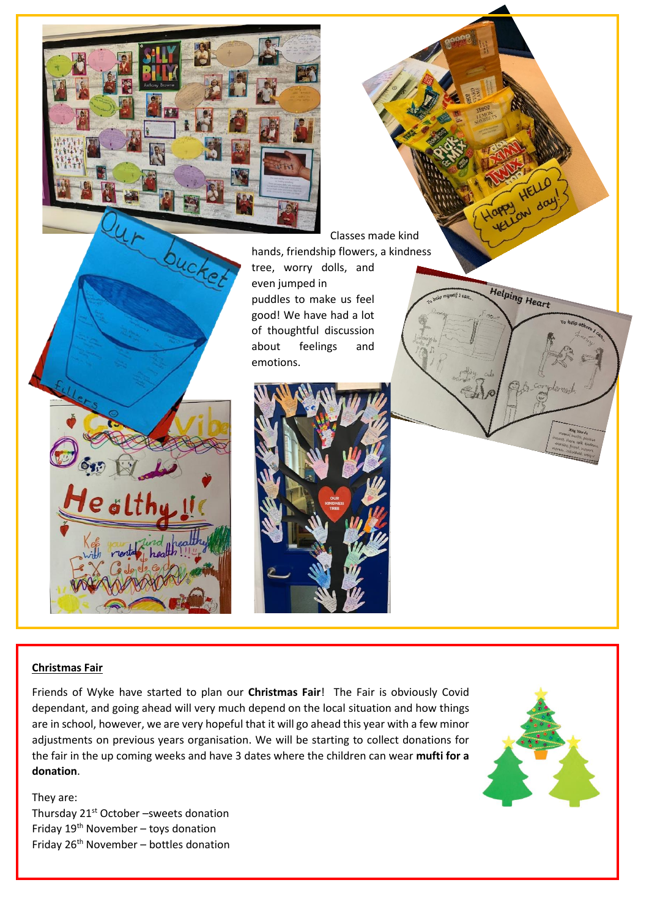Classes made kind hands, friendship flowers, a kindness tree, worry dolls, and even jumped in puddles to make us feel good! We have had a lot of thoughtful discussion about feelings and emotions.

**Christmas Fair**

Friends of Wyke have started to plan our **Christmas Fair**! The Fair is obviously Covid dependant, and going ahead will very much depend on the local situation and how things are in school, however, we are very hopeful that it will go ahead this year with a few minor adjustments on previous years organisation. We will be starting to collect donations for the fair in the up coming weeks and have 3 dates where the children can wear **mufti for a donation**.

They are:
Thursday 21st October –sweets donation
Friday 19th November – toys donation
Friday 26th November – bottles donation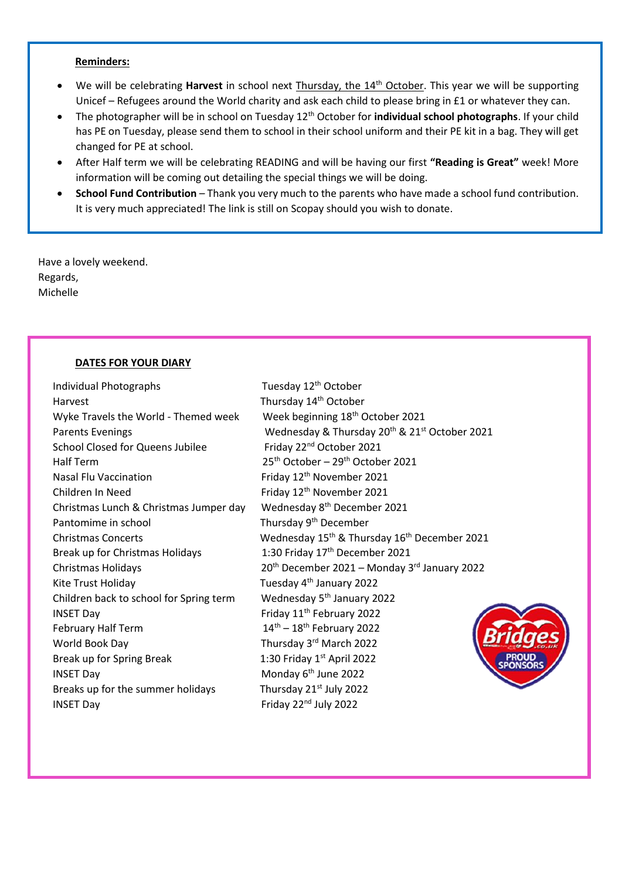**Reminders:**

- We will be celebrating **Harvest** in school next Thursday, the 14th October. This year we will be supporting Unicef – Refugees around the World charity and ask each child to please bring in £1 or whatever they can.
- The photographer will be in school on Tuesday 12th October for **individual school photographs**. If your child has PE on Tuesday, please send them to school in their school uniform and their PE kit in a bag. They will get changed for PE at school.
- After Half term we will be celebrating READING and will be having our first **"Reading is Great"** week! More information will be coming out detailing the special things we will be doing.
- **School Fund Contribution** – Thank you very much to the parents who have made a school fund contribution. It is very much appreciated! The link is still on Scopay should you wish to donate.

Have a lovely weekend.
Regards,
Michelle

**DATES FOR YOUR DIARY**

| | |
|---|---|
| Individual Photographs | Tuesday 12th October |
| Harvest | Thursday 14th October |
| Wyke Travels the World - Themed week | Week beginning 18th October 2021 |
| Parents Evenings | Wednesday & Thursday 20th & 21st October 2021 |
| School Closed for Queens Jubilee | Friday 22nd October 2021 |
| Half Term | 25th October – 29th October 2021 |
| Nasal Flu Vaccination | Friday 12th November 2021 |
| Children In Need | Friday 12th November 2021 |
| Christmas Lunch & Christmas Jumper day | Wednesday 8th December 2021 |
| Pantomime in school | Thursday 9th December |
| Christmas Concerts | Wednesday 15th & Thursday 16th December 2021 |
| Break up for Christmas Holidays | 1:30 Friday 17th December 2021 |
| Christmas Holidays | 20th December 2021 – Monday 3rd January 2022 |
| Kite Trust Holiday | Tuesday 4th January 2022 |
| Children back to school for Spring term | Wednesday 5th January 2022 |
| INSET Day | Friday 11th February 2022 |
| February Half Term | 14th – 18th February 2022 |
| World Book Day | Thursday 3rd March 2022 |
| Break up for Spring Break | 1:30 Friday 1st April 2022 |
| INSET Day | Monday 6th June 2022 |
| Breaks up for the summer holidays | Thursday 21st July 2022 |
| INSET Day | Friday 22nd July 2022 |

Bridges .co.uk PROUD SPONSORS